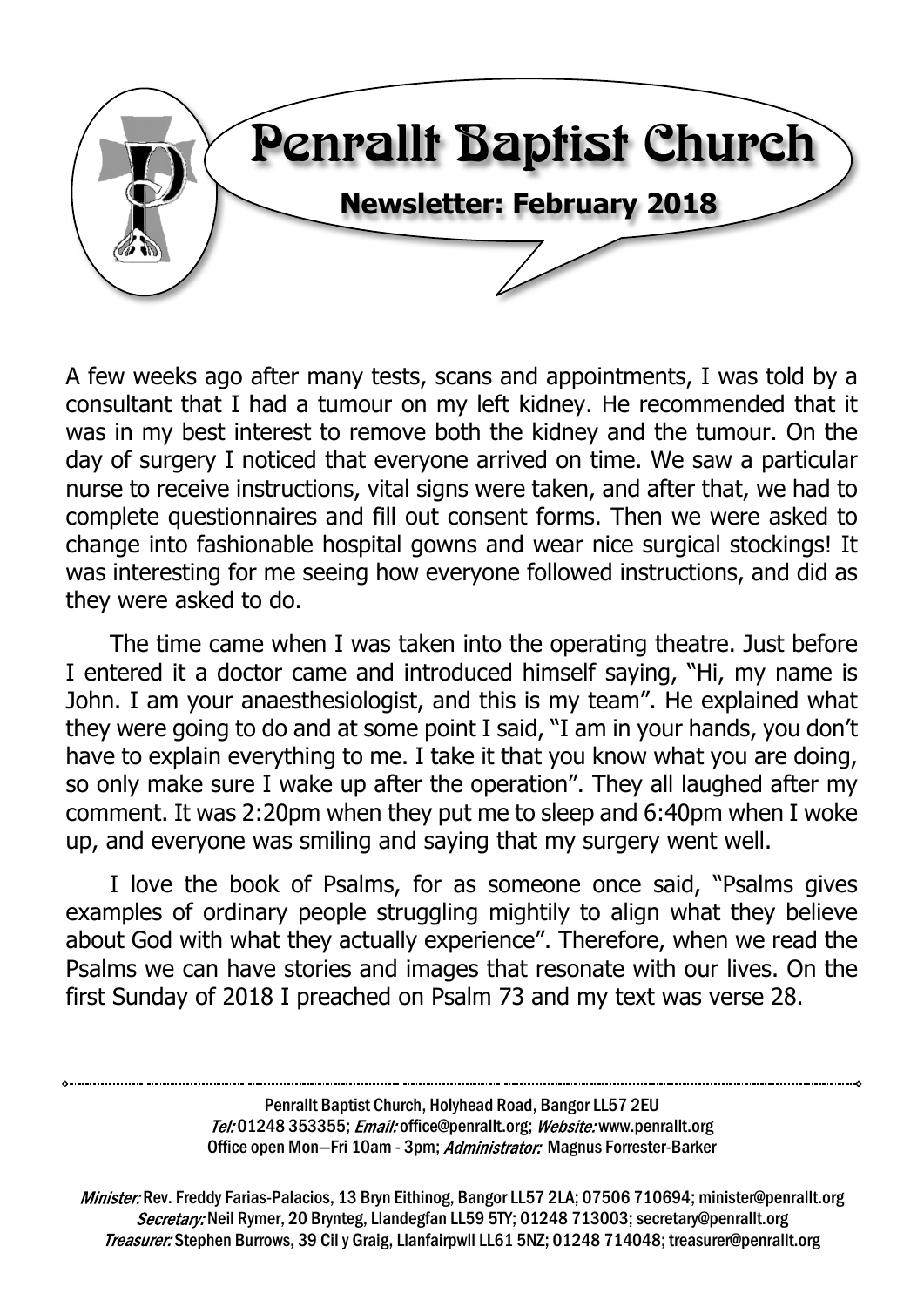# Penrallt Baptist Church

## Newsletter: February 2018

A few weeks ago after many tests, scans and appointments, I was told by a consultant that I had a tumour on my left kidney. He recommended that it was in my best interest to remove both the kidney and the tumour. On the day of surgery I noticed that everyone arrived on time. We saw a particular nurse to receive instructions, vital signs were taken, and after that, we had to complete questionnaires and fill out consent forms. Then we were asked to change into fashionable hospital gowns and wear nice surgical stockings! It was interesting for me seeing how everyone followed instructions, and did as they were asked to do.

The time came when I was taken into the operating theatre. Just before I entered it a doctor came and introduced himself saying, "Hi, my name is John. I am your anaesthesiologist, and this is my team". He explained what they were going to do and at some point I said, "I am in your hands, you don't have to explain everything to me. I take it that you know what you are doing, so only make sure I wake up after the operation". They all laughed after my comment. It was 2:20pm when they put me to sleep and 6:40pm when I woke up, and everyone was smiling and saying that my surgery went well.

I love the book of Psalms, for as someone once said, "Psalms gives examples of ordinary people struggling mightily to align what they believe about God with what they actually experience". Therefore, when we read the Psalms we can have stories and images that resonate with our lives. On the first Sunday of 2018 I preached on Psalm 73 and my text was verse 28.

---

Penrallt Baptist Church, Holyhead Road, Bangor LL57 2EU
*Tel:* 01248 353355; *Email:* office@penrallt.org; *Website:* www.penrallt.org
Office open Mon—Fri 10am - 3pm; *Administrator:* Magnus Forrester-Barker

*Minister:* Rev. Freddy Farias-Palacios, 13 Bryn Eithinog, Bangor LL57 2LA; 07506 710694; minister@penrallt.org
*Secretary:* Neil Rymer, 20 Brynteg, Llandegfan LL59 5TY; 01248 713003; secretary@penrallt.org
*Treasurer:* Stephen Burrows, 39 Cil y Graig, Llanfairpwll LL61 5NZ; 01248 714048; treasurer@penrallt.org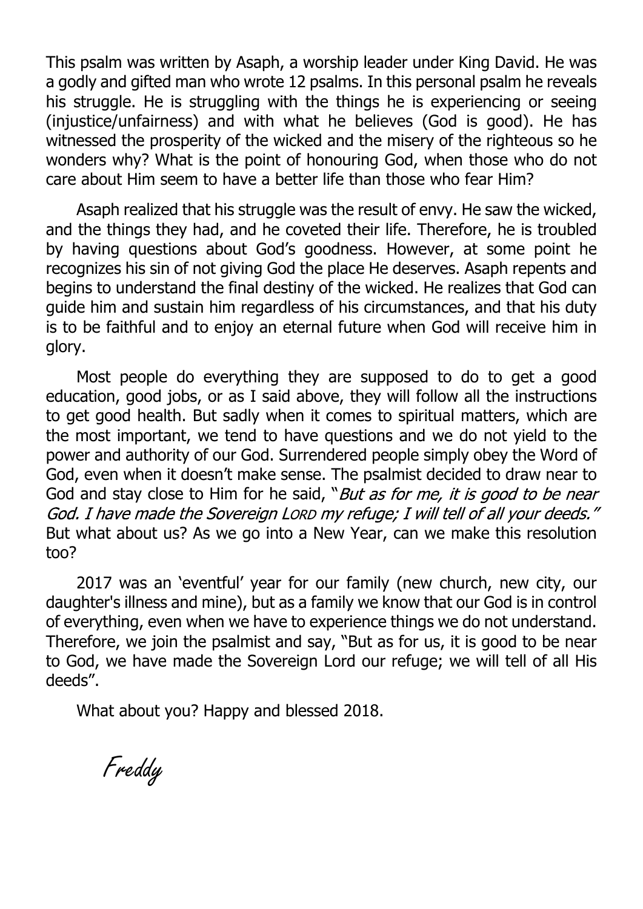This psalm was written by Asaph, a worship leader under King David. He was a godly and gifted man who wrote 12 psalms. In this personal psalm he reveals his struggle. He is struggling with the things he is experiencing or seeing (injustice/unfairness) and with what he believes (God is good). He has witnessed the prosperity of the wicked and the misery of the righteous so he wonders why? What is the point of honouring God, when those who do not care about Him seem to have a better life than those who fear Him?

Asaph realized that his struggle was the result of envy. He saw the wicked, and the things they had, and he coveted their life. Therefore, he is troubled by having questions about God's goodness. However, at some point he recognizes his sin of not giving God the place He deserves. Asaph repents and begins to understand the final destiny of the wicked. He realizes that God can guide him and sustain him regardless of his circumstances, and that his duty is to be faithful and to enjoy an eternal future when God will receive him in glory.

Most people do everything they are supposed to do to get a good education, good jobs, or as I said above, they will follow all the instructions to get good health. But sadly when it comes to spiritual matters, which are the most important, we tend to have questions and we do not yield to the power and authority of our God. Surrendered people simply obey the Word of God, even when it doesn't make sense. The psalmist decided to draw near to God and stay close to Him for he said, "*But as for me, it is good to be near God. I have made the Sovereign Lord my refuge; I will tell of all your deeds.*" But what about us? As we go into a New Year, can we make this resolution too?

2017 was an 'eventful' year for our family (new church, new city, our daughter's illness and mine), but as a family we know that our God is in control of everything, even when we have to experience things we do not understand. Therefore, we join the psalmist and say, "But as for us, it is good to be near to God, we have made the Sovereign Lord our refuge; we will tell of all His deeds".

What about you? Happy and blessed 2018.

*Freddy*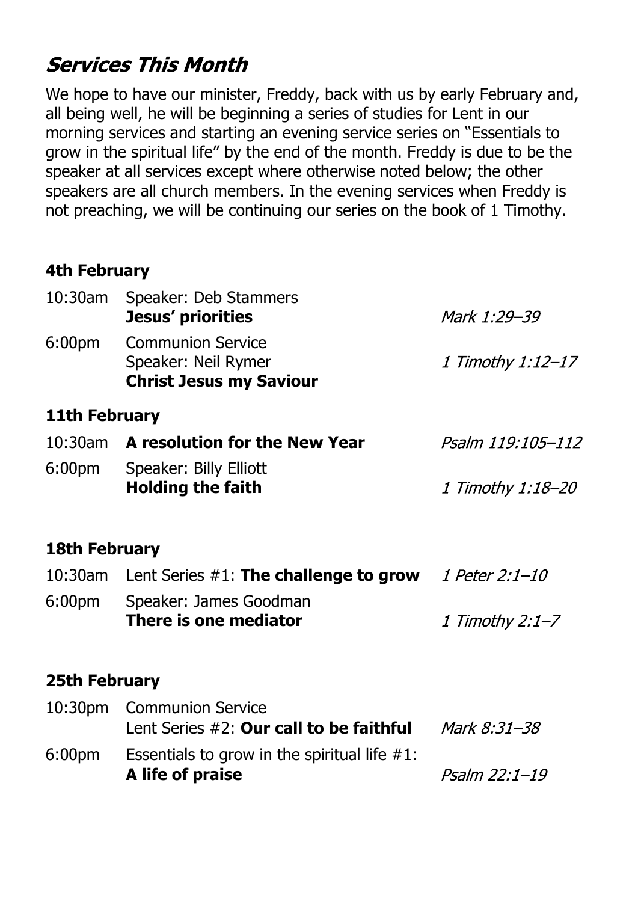## *Services This Month*

We hope to have our minister, Freddy, back with us by early February and, all being well, he will be beginning a series of studies for Lent in our morning services and starting an evening service series on "Essentials to grow in the spiritual life" by the end of the month. Freddy is due to be the speaker at all services except where otherwise noted below; the other speakers are all church members. In the evening services when Freddy is not preaching, we will be continuing our series on the book of 1 Timothy.

### 4th February

| | | |
|---|---|---|
| 10:30am | Speaker: Deb Stammers<br>**Jesus' priorities** | *Mark 1:29–39* |
| 6:00pm | Communion Service<br>Speaker: Neil Rymer<br>**Christ Jesus my Saviour** | *1 Timothy 1:12–17* |

### 11th February

| | | |
|---|---|---|
| 10:30am | **A resolution for the New Year** | *Psalm 119:105–112* |
| 6:00pm | Speaker: Billy Elliott<br>**Holding the faith** | *1 Timothy 1:18–20* |

### 18th February

| | | |
|---|---|---|
| 10:30am | Lent Series #1: **The challenge to grow** | *1 Peter 2:1–10* |
| 6:00pm | Speaker: James Goodman<br>**There is one mediator** | *1 Timothy 2:1–7* |

### 25th February

| | | |
|---|---|---|
| 10:30pm | Communion Service<br>Lent Series #2: **Our call to be faithful** | *Mark 8:31–38* |
| 6:00pm | Essentials to grow in the spiritual life #1:<br>**A life of praise** | *Psalm 22:1–19* |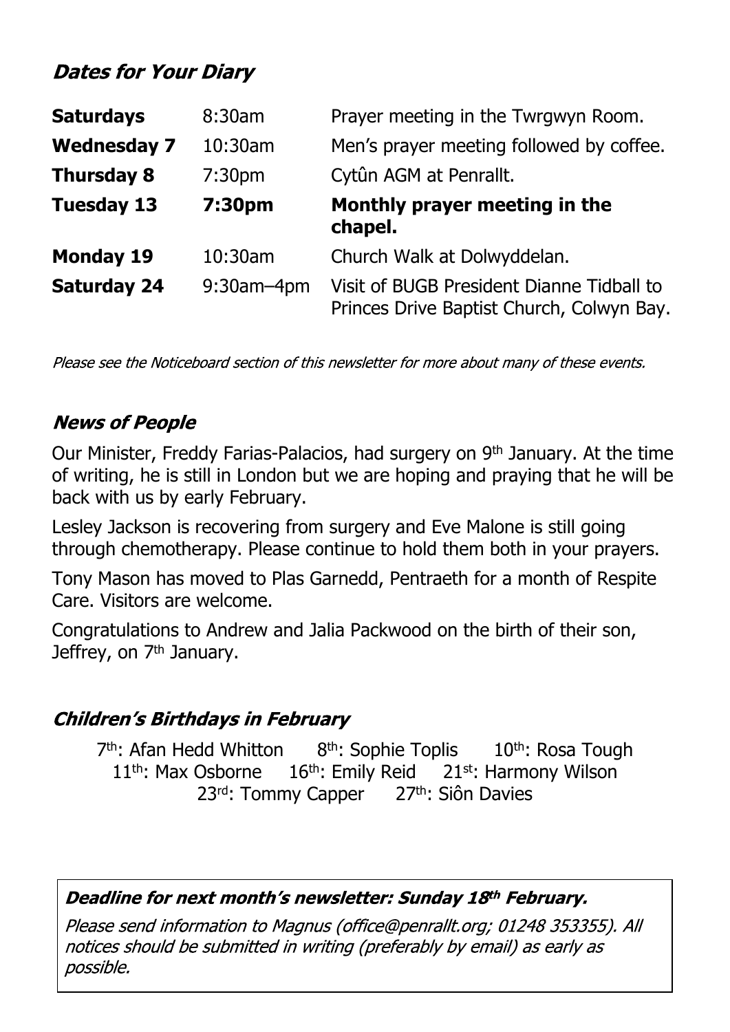## *Dates for Your Diary*

| | | |
|---|---|---|
| **Saturdays** | 8:30am | Prayer meeting in the Twrgwyn Room. |
| **Wednesday 7** | 10:30am | Men's prayer meeting followed by coffee. |
| **Thursday 8** | 7:30pm | Cytûn AGM at Penrallt. |
| **Tuesday 13** | **7:30pm** | **Monthly prayer meeting in the chapel.** |
| **Monday 19** | 10:30am | Church Walk at Dolwyddelan. |
| **Saturday 24** | 9:30am–4pm | Visit of BUGB President Dianne Tidball to Princes Drive Baptist Church, Colwyn Bay. |

*Please see the Noticeboard section of this newsletter for more about many of these events.*

## *News of People*

Our Minister, Freddy Farias-Palacios, had surgery on 9th January. At the time of writing, he is still in London but we are hoping and praying that he will be back with us by early February.

Lesley Jackson is recovering from surgery and Eve Malone is still going through chemotherapy. Please continue to hold them both in your prayers.

Tony Mason has moved to Plas Garnedd, Pentraeth for a month of Respite Care. Visitors are welcome.

Congratulations to Andrew and Jalia Packwood on the birth of their son, Jeffrey, on 7th January.

## *Children's Birthdays in February*

7th: Afan Hedd Whitton    8th: Sophie Toplis    10th: Rosa Tough
11th: Max Osborne    16th: Emily Reid    21st: Harmony Wilson
23rd: Tommy Capper    27th: Siôn Davies

***Deadline for next month's newsletter: Sunday 18th February.***

*Please send information to Magnus (office@penrallt.org; 01248 353355). All notices should be submitted in writing (preferably by email) as early as possible.*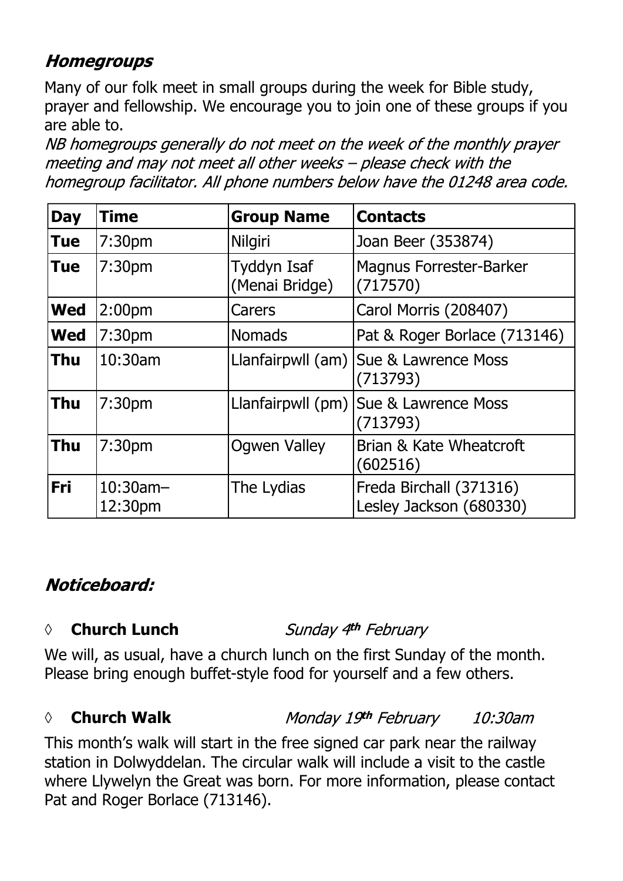## *Homegroups*

Many of our folk meet in small groups during the week for Bible study, prayer and fellowship. We encourage you to join one of these groups if you are able to.

*NB homegroups generally do not meet on the week of the monthly prayer meeting and may not meet all other weeks – please check with the homegroup facilitator. All phone numbers below have the 01248 area code.*

| Day | Time | Group Name | Contacts |
|---|---|---|---|
| **Tue** | 7:30pm | Nilgiri | Joan Beer (353874) |
| **Tue** | 7:30pm | Tyddyn Isaf (Menai Bridge) | Magnus Forrester-Barker (717570) |
| **Wed** | 2:00pm | Carers | Carol Morris (208407) |
| **Wed** | 7:30pm | Nomads | Pat & Roger Borlace (713146) |
| **Thu** | 10:30am | Llanfairpwll (am) | Sue & Lawrence Moss (713793) |
| **Thu** | 7:30pm | Llanfairpwll (pm) | Sue & Lawrence Moss (713793) |
| **Thu** | 7:30pm | Ogwen Valley | Brian & Kate Wheatcroft (602516) |
| **Fri** | 10:30am–12:30pm | The Lydias | Freda Birchall (371316) Lesley Jackson (680330) |

## *Noticeboard:*

◊ **Church Lunch** *Sunday 4th February*

We will, as usual, have a church lunch on the first Sunday of the month. Please bring enough buffet-style food for yourself and a few others.

◊ **Church Walk** *Monday 19th February* *10:30am*

This month's walk will start in the free signed car park near the railway station in Dolwyddelan. The circular walk will include a visit to the castle where Llywelyn the Great was born. For more information, please contact Pat and Roger Borlace (713146).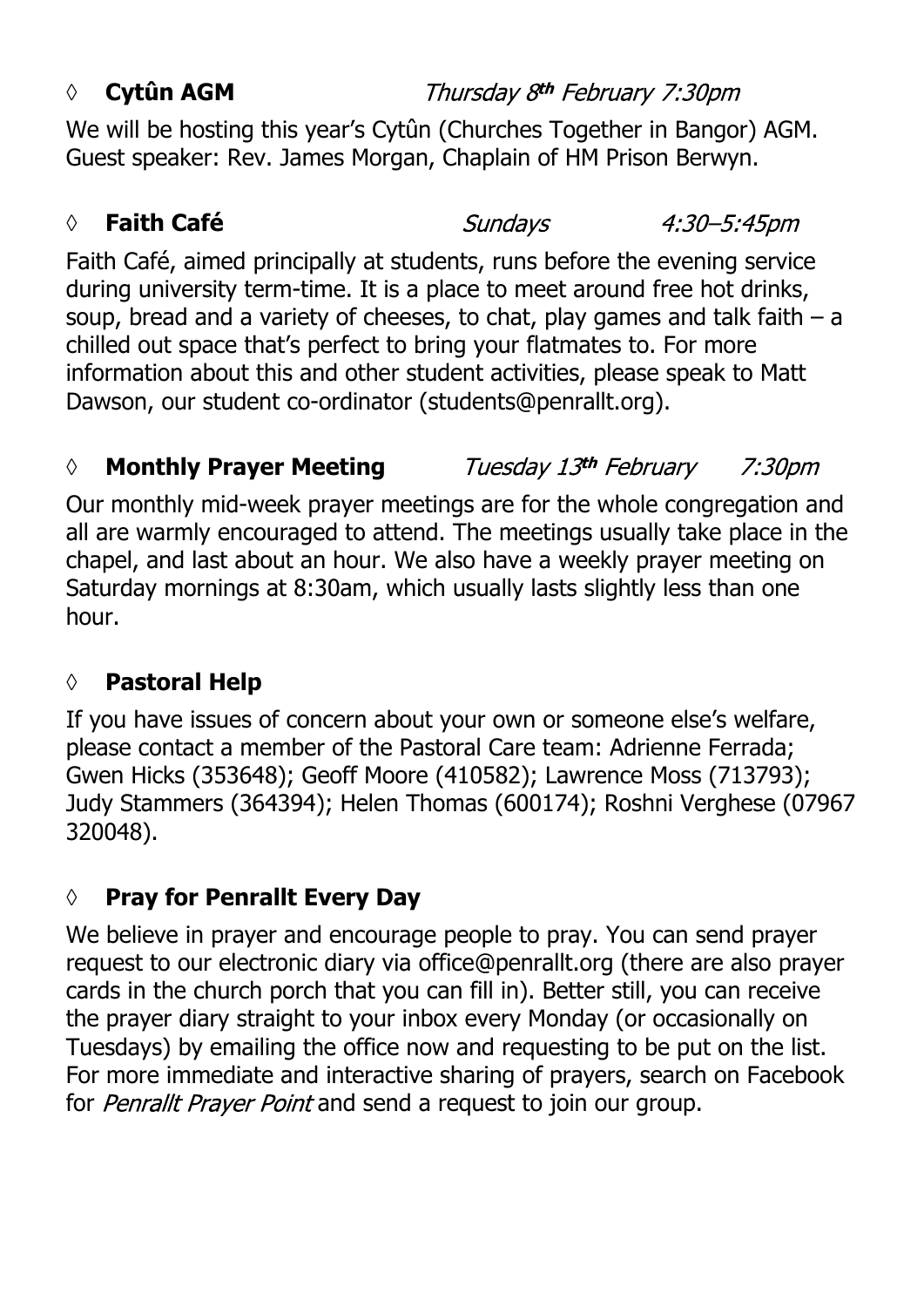◊ **Cytûn AGM** *Thursday 8th February 7:30pm*

We will be hosting this year's Cytûn (Churches Together in Bangor) AGM. Guest speaker: Rev. James Morgan, Chaplain of HM Prison Berwyn.

◊ **Faith Café** *Sundays 4:30–5:45pm*

Faith Café, aimed principally at students, runs before the evening service during university term-time. It is a place to meet around free hot drinks, soup, bread and a variety of cheeses, to chat, play games and talk faith – a chilled out space that's perfect to bring your flatmates to. For more information about this and other student activities, please speak to Matt Dawson, our student co-ordinator (students@penrallt.org).

◊ **Monthly Prayer Meeting** *Tuesday 13th February 7:30pm*

Our monthly mid-week prayer meetings are for the whole congregation and all are warmly encouraged to attend. The meetings usually take place in the chapel, and last about an hour. We also have a weekly prayer meeting on Saturday mornings at 8:30am, which usually lasts slightly less than one hour.

◊ **Pastoral Help**

If you have issues of concern about your own or someone else's welfare, please contact a member of the Pastoral Care team: Adrienne Ferrada; Gwen Hicks (353648); Geoff Moore (410582); Lawrence Moss (713793); Judy Stammers (364394); Helen Thomas (600174); Roshni Verghese (07967 320048).

◊ **Pray for Penrallt Every Day**

We believe in prayer and encourage people to pray. You can send prayer request to our electronic diary via office@penrallt.org (there are also prayer cards in the church porch that you can fill in). Better still, you can receive the prayer diary straight to your inbox every Monday (or occasionally on Tuesdays) by emailing the office now and requesting to be put on the list. For more immediate and interactive sharing of prayers, search on Facebook for *Penrallt Prayer Point* and send a request to join our group.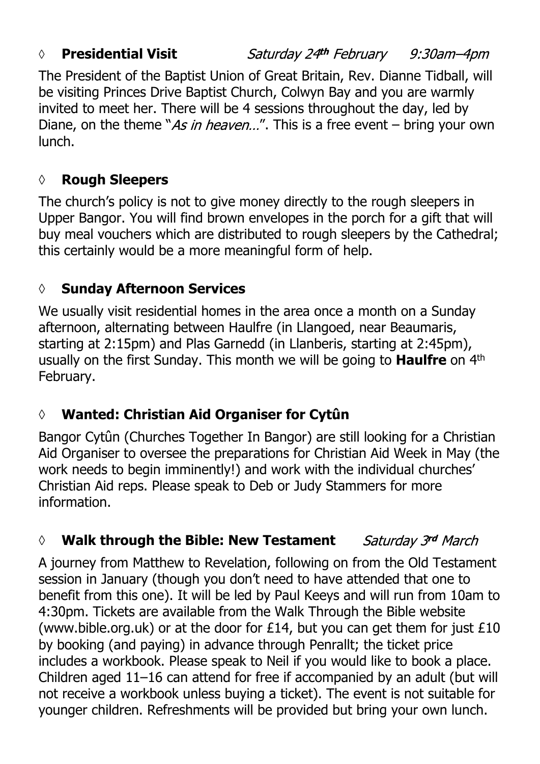### ◊ **Presidential Visit** *Saturday 24th February 9:30am–4pm*

The President of the Baptist Union of Great Britain, Rev. Dianne Tidball, will be visiting Princes Drive Baptist Church, Colwyn Bay and you are warmly invited to meet her. There will be 4 sessions throughout the day, led by Diane, on the theme "*As in heaven…*". This is a free event – bring your own lunch.

### ◊ **Rough Sleepers**

The church's policy is not to give money directly to the rough sleepers in Upper Bangor. You will find brown envelopes in the porch for a gift that will buy meal vouchers which are distributed to rough sleepers by the Cathedral; this certainly would be a more meaningful form of help.

### ◊ **Sunday Afternoon Services**

We usually visit residential homes in the area once a month on a Sunday afternoon, alternating between Haulfre (in Llangoed, near Beaumaris, starting at 2:15pm) and Plas Garnedd (in Llanberis, starting at 2:45pm), usually on the first Sunday. This month we will be going to **Haulfre** on 4th February.

### ◊ **Wanted: Christian Aid Organiser for Cytûn**

Bangor Cytûn (Churches Together In Bangor) are still looking for a Christian Aid Organiser to oversee the preparations for Christian Aid Week in May (the work needs to begin imminently!) and work with the individual churches' Christian Aid reps. Please speak to Deb or Judy Stammers for more information.

### ◊ **Walk through the Bible: New Testament** *Saturday 3rd March*

A journey from Matthew to Revelation, following on from the Old Testament session in January (though you don't need to have attended that one to benefit from this one). It will be led by Paul Keeys and will run from 10am to 4:30pm. Tickets are available from the Walk Through the Bible website (www.bible.org.uk) or at the door for £14, but you can get them for just £10 by booking (and paying) in advance through Penrallt; the ticket price includes a workbook. Please speak to Neil if you would like to book a place. Children aged 11–16 can attend for free if accompanied by an adult (but will not receive a workbook unless buying a ticket). The event is not suitable for younger children. Refreshments will be provided but bring your own lunch.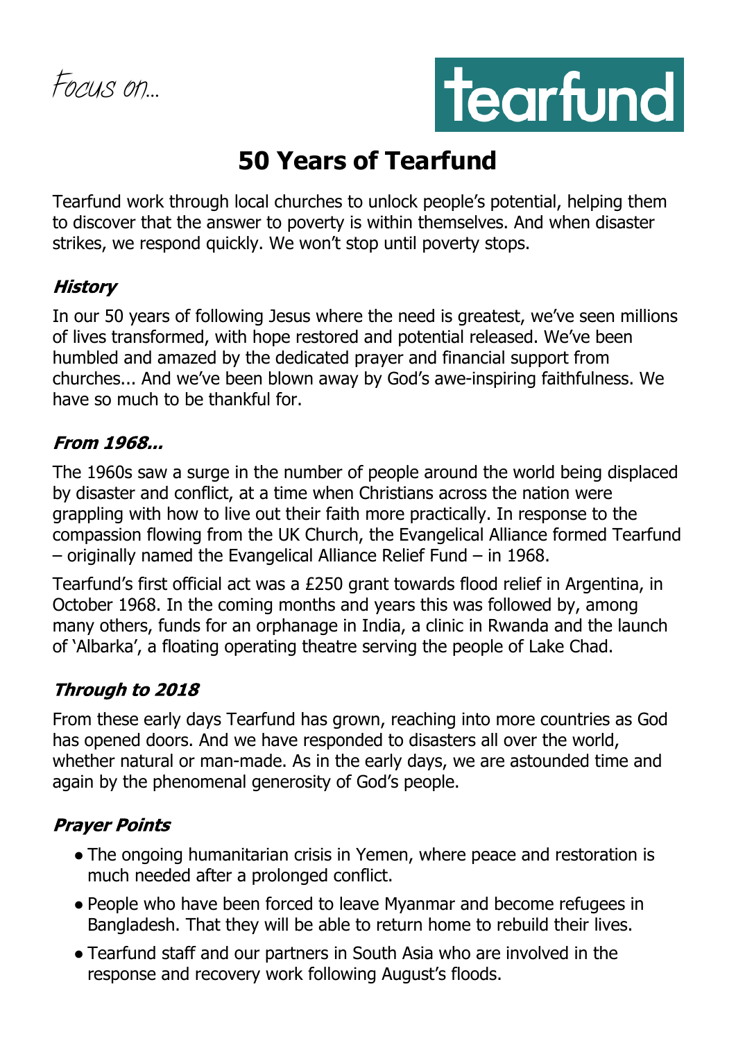Focus on...

tearfund

# 50 Years of Tearfund

Tearfund work through local churches to unlock people's potential, helping them to discover that the answer to poverty is within themselves. And when disaster strikes, we respond quickly. We won't stop until poverty stops.

### *History*

In our 50 years of following Jesus where the need is greatest, we've seen millions of lives transformed, with hope restored and potential released. We've been humbled and amazed by the dedicated prayer and financial support from churches... And we've been blown away by God's awe-inspiring faithfulness. We have so much to be thankful for.

### *From 1968...*

The 1960s saw a surge in the number of people around the world being displaced by disaster and conflict, at a time when Christians across the nation were grappling with how to live out their faith more practically. In response to the compassion flowing from the UK Church, the Evangelical Alliance formed Tearfund – originally named the Evangelical Alliance Relief Fund – in 1968.

Tearfund's first official act was a £250 grant towards flood relief in Argentina, in October 1968. In the coming months and years this was followed by, among many others, funds for an orphanage in India, a clinic in Rwanda and the launch of 'Albarka', a floating operating theatre serving the people of Lake Chad.

### *Through to 2018*

From these early days Tearfund has grown, reaching into more countries as God has opened doors. And we have responded to disasters all over the world, whether natural or man-made. As in the early days, we are astounded time and again by the phenomenal generosity of God's people.

### *Prayer Points*

- The ongoing humanitarian crisis in Yemen, where peace and restoration is much needed after a prolonged conflict.
- People who have been forced to leave Myanmar and become refugees in Bangladesh. That they will be able to return home to rebuild their lives.
- Tearfund staff and our partners in South Asia who are involved in the response and recovery work following August's floods.